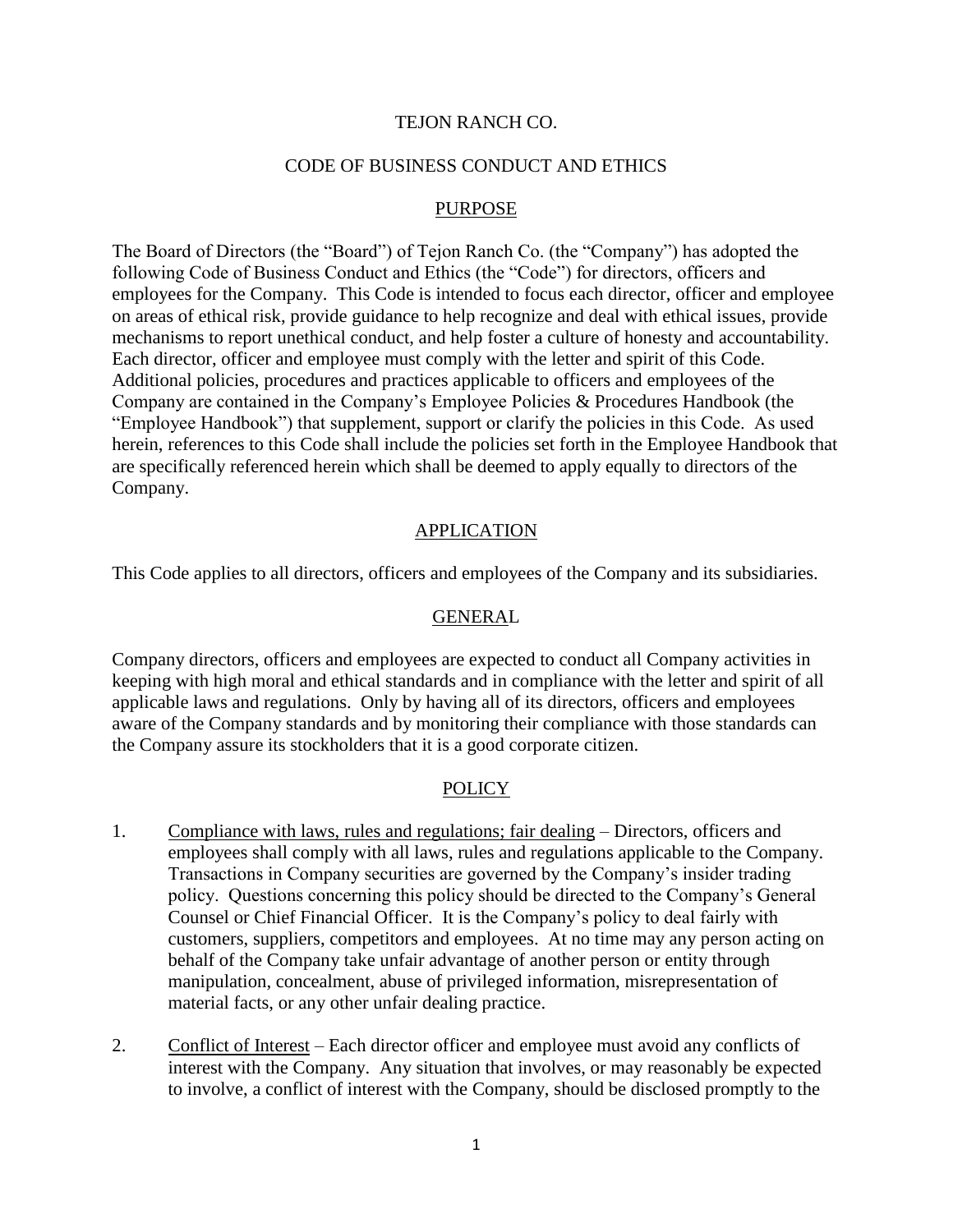# TEJON RANCH CO.

## CODE OF BUSINESS CONDUCT AND ETHICS

### PURPOSE

The Board of Directors (the "Board") of Tejon Ranch Co. (the "Company") has adopted the following Code of Business Conduct and Ethics (the "Code") for directors, officers and employees for the Company. This Code is intended to focus each director, officer and employee on areas of ethical risk, provide guidance to help recognize and deal with ethical issues, provide mechanisms to report unethical conduct, and help foster a culture of honesty and accountability. Each director, officer and employee must comply with the letter and spirit of this Code. Additional policies, procedures and practices applicable to officers and employees of the Company are contained in the Company's Employee Policies & Procedures Handbook (the "Employee Handbook") that supplement, support or clarify the policies in this Code. As used herein, references to this Code shall include the policies set forth in the Employee Handbook that are specifically referenced herein which shall be deemed to apply equally to directors of the Company.

### APPLICATION

This Code applies to all directors, officers and employees of the Company and its subsidiaries.

### GENERAL

Company directors, officers and employees are expected to conduct all Company activities in keeping with high moral and ethical standards and in compliance with the letter and spirit of all applicable laws and regulations. Only by having all of its directors, officers and employees aware of the Company standards and by monitoring their compliance with those standards can the Company assure its stockholders that it is a good corporate citizen.

### POLICY

1. Compliance with laws, rules and regulations; fair dealing – Directors, officers and employees shall comply with all laws, rules and regulations applicable to the Company. Transactions in Company securities are governed by the Company's insider trading policy. Questions concerning this policy should be directed to the Company's General Counsel or Chief Financial Officer. It is the Company's policy to deal fairly with customers, suppliers, competitors and employees. At no time may any person acting on behalf of the Company take unfair advantage of another person or entity through manipulation, concealment, abuse of privileged information, misrepresentation of material facts, or any other unfair dealing practice.

2. Conflict of Interest – Each director officer and employee must avoid any conflicts of interest with the Company. Any situation that involves, or may reasonably be expected to involve, a conflict of interest with the Company, should be disclosed promptly to the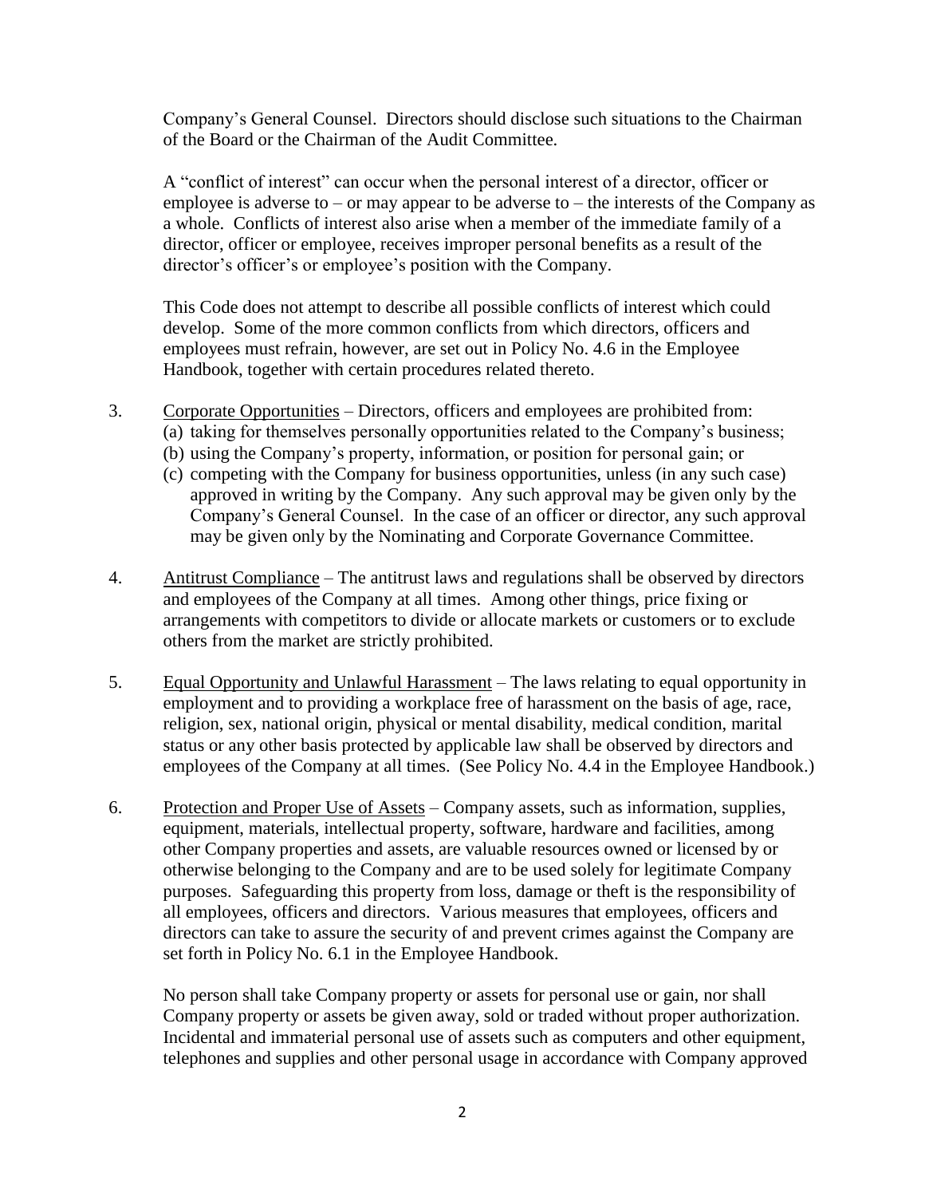Company's General Counsel. Directors should disclose such situations to the Chairman of the Board or the Chairman of the Audit Committee.

A "conflict of interest" can occur when the personal interest of a director, officer or employee is adverse to – or may appear to be adverse to – the interests of the Company as a whole. Conflicts of interest also arise when a member of the immediate family of a director, officer or employee, receives improper personal benefits as a result of the director's officer's or employee's position with the Company.

This Code does not attempt to describe all possible conflicts of interest which could develop. Some of the more common conflicts from which directors, officers and employees must refrain, however, are set out in Policy No. 4.6 in the Employee Handbook, together with certain procedures related thereto.

3. Corporate Opportunities – Directors, officers and employees are prohibited from:
   (a) taking for themselves personally opportunities related to the Company's business;
   (b) using the Company's property, information, or position for personal gain; or
   (c) competing with the Company for business opportunities, unless (in any such case) approved in writing by the Company. Any such approval may be given only by the Company's General Counsel. In the case of an officer or director, any such approval may be given only by the Nominating and Corporate Governance Committee.

4. Antitrust Compliance – The antitrust laws and regulations shall be observed by directors and employees of the Company at all times. Among other things, price fixing or arrangements with competitors to divide or allocate markets or customers or to exclude others from the market are strictly prohibited.

5. Equal Opportunity and Unlawful Harassment – The laws relating to equal opportunity in employment and to providing a workplace free of harassment on the basis of age, race, religion, sex, national origin, physical or mental disability, medical condition, marital status or any other basis protected by applicable law shall be observed by directors and employees of the Company at all times. (See Policy No. 4.4 in the Employee Handbook.)

6. Protection and Proper Use of Assets – Company assets, such as information, supplies, equipment, materials, intellectual property, software, hardware and facilities, among other Company properties and assets, are valuable resources owned or licensed by or otherwise belonging to the Company and are to be used solely for legitimate Company purposes. Safeguarding this property from loss, damage or theft is the responsibility of all employees, officers and directors. Various measures that employees, officers and directors can take to assure the security of and prevent crimes against the Company are set forth in Policy No. 6.1 in the Employee Handbook.

   No person shall take Company property or assets for personal use or gain, nor shall Company property or assets be given away, sold or traded without proper authorization. Incidental and immaterial personal use of assets such as computers and other equipment, telephones and supplies and other personal usage in accordance with Company approved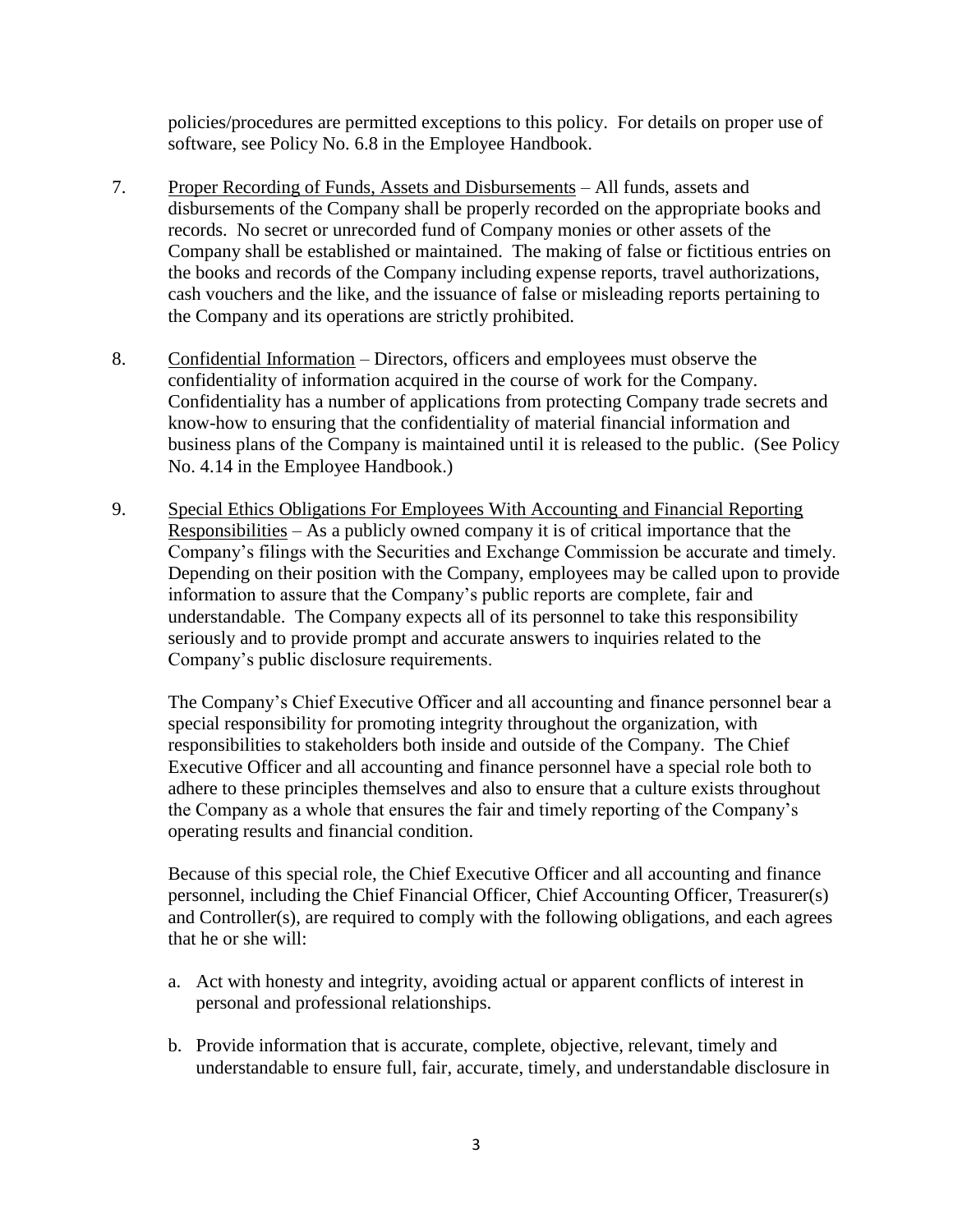policies/procedures are permitted exceptions to this policy. For details on proper use of software, see Policy No. 6.8 in the Employee Handbook.

7. <u>Proper Recording of Funds, Assets and Disbursements</u> – All funds, assets and disbursements of the Company shall be properly recorded on the appropriate books and records. No secret or unrecorded fund of Company monies or other assets of the Company shall be established or maintained. The making of false or fictitious entries on the books and records of the Company including expense reports, travel authorizations, cash vouchers and the like, and the issuance of false or misleading reports pertaining to the Company and its operations are strictly prohibited.

8. <u>Confidential Information</u> – Directors, officers and employees must observe the confidentiality of information acquired in the course of work for the Company. Confidentiality has a number of applications from protecting Company trade secrets and know-how to ensuring that the confidentiality of material financial information and business plans of the Company is maintained until it is released to the public. (See Policy No. 4.14 in the Employee Handbook.)

9. <u>Special Ethics Obligations For Employees With Accounting and Financial Reporting Responsibilities</u> – As a publicly owned company it is of critical importance that the Company's filings with the Securities and Exchange Commission be accurate and timely. Depending on their position with the Company, employees may be called upon to provide information to assure that the Company's public reports are complete, fair and understandable. The Company expects all of its personnel to take this responsibility seriously and to provide prompt and accurate answers to inquiries related to the Company's public disclosure requirements.

   The Company's Chief Executive Officer and all accounting and finance personnel bear a special responsibility for promoting integrity throughout the organization, with responsibilities to stakeholders both inside and outside of the Company. The Chief Executive Officer and all accounting and finance personnel have a special role both to adhere to these principles themselves and also to ensure that a culture exists throughout the Company as a whole that ensures the fair and timely reporting of the Company's operating results and financial condition.

   Because of this special role, the Chief Executive Officer and all accounting and finance personnel, including the Chief Financial Officer, Chief Accounting Officer, Treasurer(s) and Controller(s), are required to comply with the following obligations, and each agrees that he or she will:

   a. Act with honesty and integrity, avoiding actual or apparent conflicts of interest in personal and professional relationships.

   b. Provide information that is accurate, complete, objective, relevant, timely and understandable to ensure full, fair, accurate, timely, and understandable disclosure in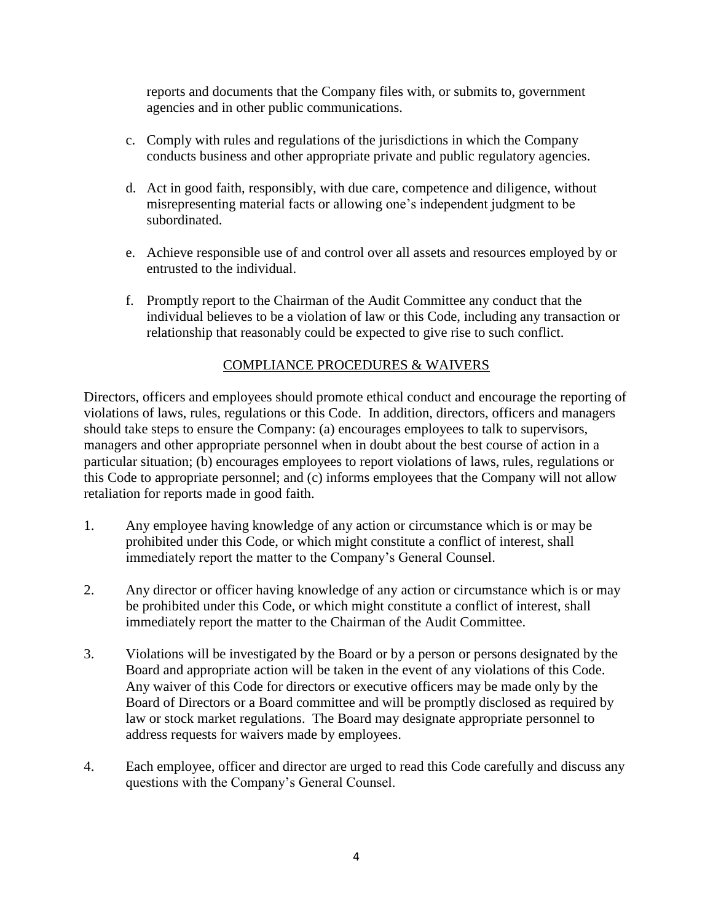reports and documents that the Company files with, or submits to, government agencies and in other public communications.

c. Comply with rules and regulations of the jurisdictions in which the Company conducts business and other appropriate private and public regulatory agencies.

d. Act in good faith, responsibly, with due care, competence and diligence, without misrepresenting material facts or allowing one's independent judgment to be subordinated.

e. Achieve responsible use of and control over all assets and resources employed by or entrusted to the individual.

f. Promptly report to the Chairman of the Audit Committee any conduct that the individual believes to be a violation of law or this Code, including any transaction or relationship that reasonably could be expected to give rise to such conflict.

## COMPLIANCE PROCEDURES & WAIVERS

Directors, officers and employees should promote ethical conduct and encourage the reporting of violations of laws, rules, regulations or this Code. In addition, directors, officers and managers should take steps to ensure the Company: (a) encourages employees to talk to supervisors, managers and other appropriate personnel when in doubt about the best course of action in a particular situation; (b) encourages employees to report violations of laws, rules, regulations or this Code to appropriate personnel; and (c) informs employees that the Company will not allow retaliation for reports made in good faith.

1. Any employee having knowledge of any action or circumstance which is or may be prohibited under this Code, or which might constitute a conflict of interest, shall immediately report the matter to the Company's General Counsel.

2. Any director or officer having knowledge of any action or circumstance which is or may be prohibited under this Code, or which might constitute a conflict of interest, shall immediately report the matter to the Chairman of the Audit Committee.

3. Violations will be investigated by the Board or by a person or persons designated by the Board and appropriate action will be taken in the event of any violations of this Code. Any waiver of this Code for directors or executive officers may be made only by the Board of Directors or a Board committee and will be promptly disclosed as required by law or stock market regulations. The Board may designate appropriate personnel to address requests for waivers made by employees.

4. Each employee, officer and director are urged to read this Code carefully and discuss any questions with the Company's General Counsel.